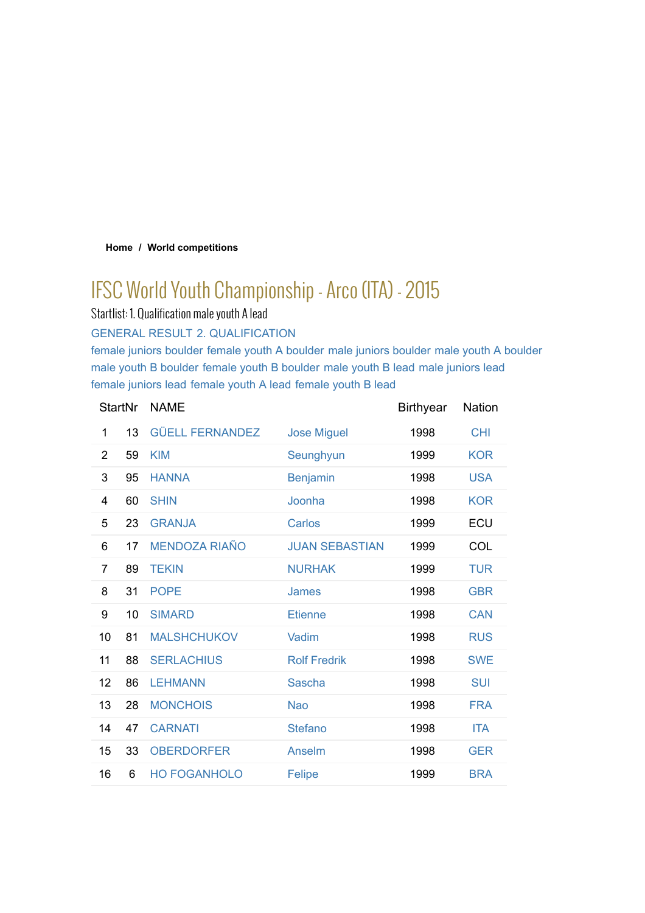Home / World competitions

# IFSC World Youth Championship - Arco (ITA) - 2015

Startlist: 1. Qualification male youth A lead

GENERAL RESULT 2. QUALIFICATION

female juniors boulder female youth A boulder male juniors boulder male youth A boulder male youth B boulder female youth B boulder male youth B lead male juniors lead female juniors lead female youth A lead female youth B lead

| StartNr | | NAME | | Birthyear | Nation |
|---|---|---|---|---|---|
| 1 | 13 | GÜELL FERNANDEZ | Jose Miguel | 1998 | CHI |
| 2 | 59 | KIM | Seunghyun | 1999 | KOR |
| 3 | 95 | HANNA | Benjamin | 1998 | USA |
| 4 | 60 | SHIN | Joonha | 1998 | KOR |
| 5 | 23 | GRANJA | Carlos | 1999 | ECU |
| 6 | 17 | MENDOZA RIAÑO | JUAN SEBASTIAN | 1999 | COL |
| 7 | 89 | TEKIN | NURHAK | 1999 | TUR |
| 8 | 31 | POPE | James | 1998 | GBR |
| 9 | 10 | SIMARD | Etienne | 1998 | CAN |
| 10 | 81 | MALSHCHUKOV | Vadim | 1998 | RUS |
| 11 | 88 | SERLACHIUS | Rolf Fredrik | 1998 | SWE |
| 12 | 86 | LEHMANN | Sascha | 1998 | SUI |
| 13 | 28 | MONCHOIS | Nao | 1998 | FRA |
| 14 | 47 | CARNATI | Stefano | 1998 | ITA |
| 15 | 33 | OBERDORFER | Anselm | 1998 | GER |
| 16 | 6 | HO FOGANHOLO | Felipe | 1999 | BRA |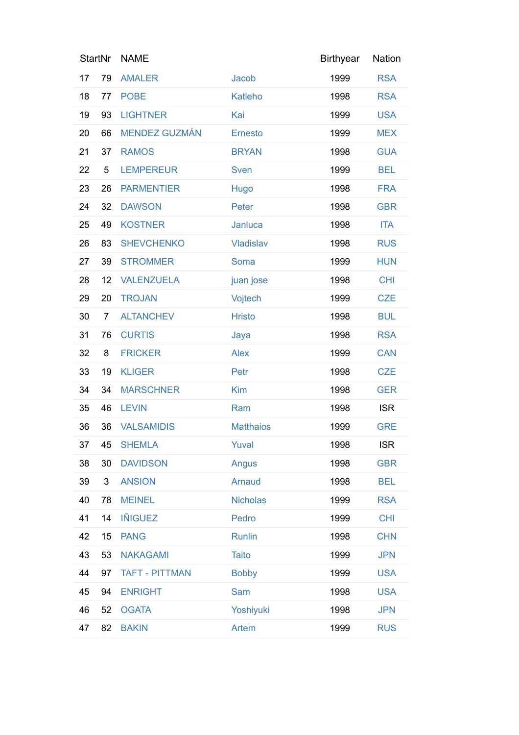| StartNr | | NAME | | Birthyear | Nation |
|---|---|---|---|---|---|
| 17 | 79 | AMALER | Jacob | 1999 | RSA |
| 18 | 77 | POBE | Katleho | 1998 | RSA |
| 19 | 93 | LIGHTNER | Kai | 1999 | USA |
| 20 | 66 | MENDEZ GUZMÁN | Ernesto | 1999 | MEX |
| 21 | 37 | RAMOS | BRYAN | 1998 | GUA |
| 22 | 5 | LEMPEREUR | Sven | 1999 | BEL |
| 23 | 26 | PARMENTIER | Hugo | 1998 | FRA |
| 24 | 32 | DAWSON | Peter | 1998 | GBR |
| 25 | 49 | KOSTNER | Janluca | 1998 | ITA |
| 26 | 83 | SHEVCHENKO | Vladislav | 1998 | RUS |
| 27 | 39 | STROMMER | Soma | 1999 | HUN |
| 28 | 12 | VALENZUELA | juan jose | 1998 | CHI |
| 29 | 20 | TROJAN | Vojtech | 1999 | CZE |
| 30 | 7 | ALTANCHEV | Hristo | 1998 | BUL |
| 31 | 76 | CURTIS | Jaya | 1998 | RSA |
| 32 | 8 | FRICKER | Alex | 1999 | CAN |
| 33 | 19 | KLIGER | Petr | 1998 | CZE |
| 34 | 34 | MARSCHNER | Kim | 1998 | GER |
| 35 | 46 | LEVIN | Ram | 1998 | ISR |
| 36 | 36 | VALSAMIDIS | Matthaios | 1999 | GRE |
| 37 | 45 | SHEMLA | Yuval | 1998 | ISR |
| 38 | 30 | DAVIDSON | Angus | 1998 | GBR |
| 39 | 3 | ANSION | Arnaud | 1998 | BEL |
| 40 | 78 | MEINEL | Nicholas | 1999 | RSA |
| 41 | 14 | IÑIGUEZ | Pedro | 1999 | CHI |
| 42 | 15 | PANG | Runlin | 1998 | CHN |
| 43 | 53 | NAKAGAMI | Taito | 1999 | JPN |
| 44 | 97 | TAFT - PITTMAN | Bobby | 1999 | USA |
| 45 | 94 | ENRIGHT | Sam | 1998 | USA |
| 46 | 52 | OGATA | Yoshiyuki | 1998 | JPN |
| 47 | 82 | BAKIN | Artem | 1999 | RUS |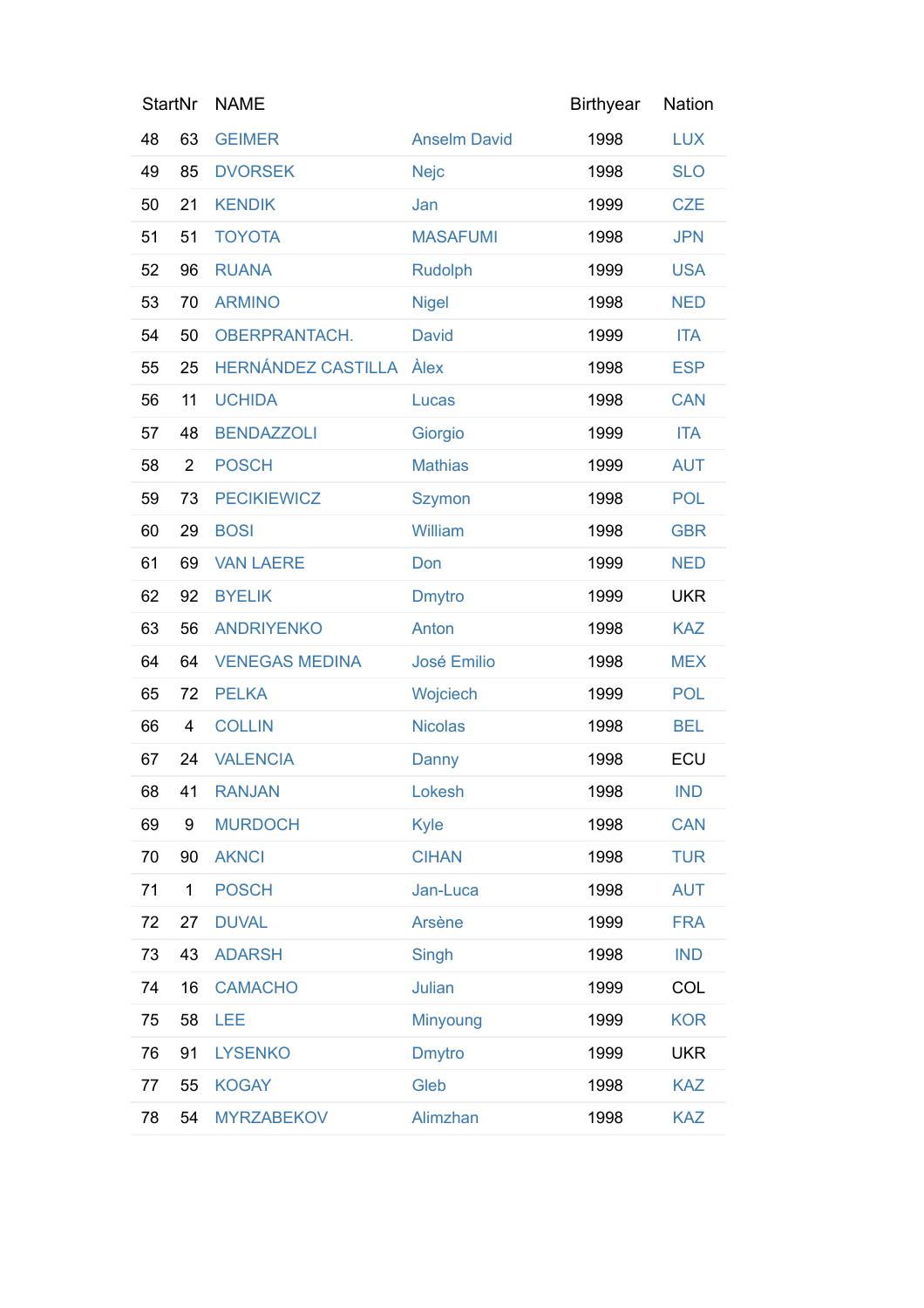| StartNr | | NAME | | Birthyear | Nation |
|---|---|---|---|---|---|
| 48 | 63 | GEIMER | Anselm David | 1998 | LUX |
| 49 | 85 | DVORSEK | Nejc | 1998 | SLO |
| 50 | 21 | KENDIK | Jan | 1999 | CZE |
| 51 | 51 | TOYOTA | MASAFUMI | 1998 | JPN |
| 52 | 96 | RUANA | Rudolph | 1999 | USA |
| 53 | 70 | ARMINO | Nigel | 1998 | NED |
| 54 | 50 | OBERPRANTACH. | David | 1999 | ITA |
| 55 | 25 | HERNÁNDEZ CASTILLA | Àlex | 1998 | ESP |
| 56 | 11 | UCHIDA | Lucas | 1998 | CAN |
| 57 | 48 | BENDAZZOLI | Giorgio | 1999 | ITA |
| 58 | 2 | POSCH | Mathias | 1999 | AUT |
| 59 | 73 | PECIKIEWICZ | Szymon | 1998 | POL |
| 60 | 29 | BOSI | William | 1998 | GBR |
| 61 | 69 | VAN LAERE | Don | 1999 | NED |
| 62 | 92 | BYELIK | Dmytro | 1999 | UKR |
| 63 | 56 | ANDRIYENKO | Anton | 1998 | KAZ |
| 64 | 64 | VENEGAS MEDINA | José Emilio | 1998 | MEX |
| 65 | 72 | PELKA | Wojciech | 1999 | POL |
| 66 | 4 | COLLIN | Nicolas | 1998 | BEL |
| 67 | 24 | VALENCIA | Danny | 1998 | ECU |
| 68 | 41 | RANJAN | Lokesh | 1998 | IND |
| 69 | 9 | MURDOCH | Kyle | 1998 | CAN |
| 70 | 90 | AKNCI | CIHAN | 1998 | TUR |
| 71 | 1 | POSCH | Jan-Luca | 1998 | AUT |
| 72 | 27 | DUVAL | Arsène | 1999 | FRA |
| 73 | 43 | ADARSH | Singh | 1998 | IND |
| 74 | 16 | CAMACHO | Julian | 1999 | COL |
| 75 | 58 | LEE | Minyoung | 1999 | KOR |
| 76 | 91 | LYSENKO | Dmytro | 1999 | UKR |
| 77 | 55 | KOGAY | Gleb | 1998 | KAZ |
| 78 | 54 | MYRZABEKOV | Alimzhan | 1998 | KAZ |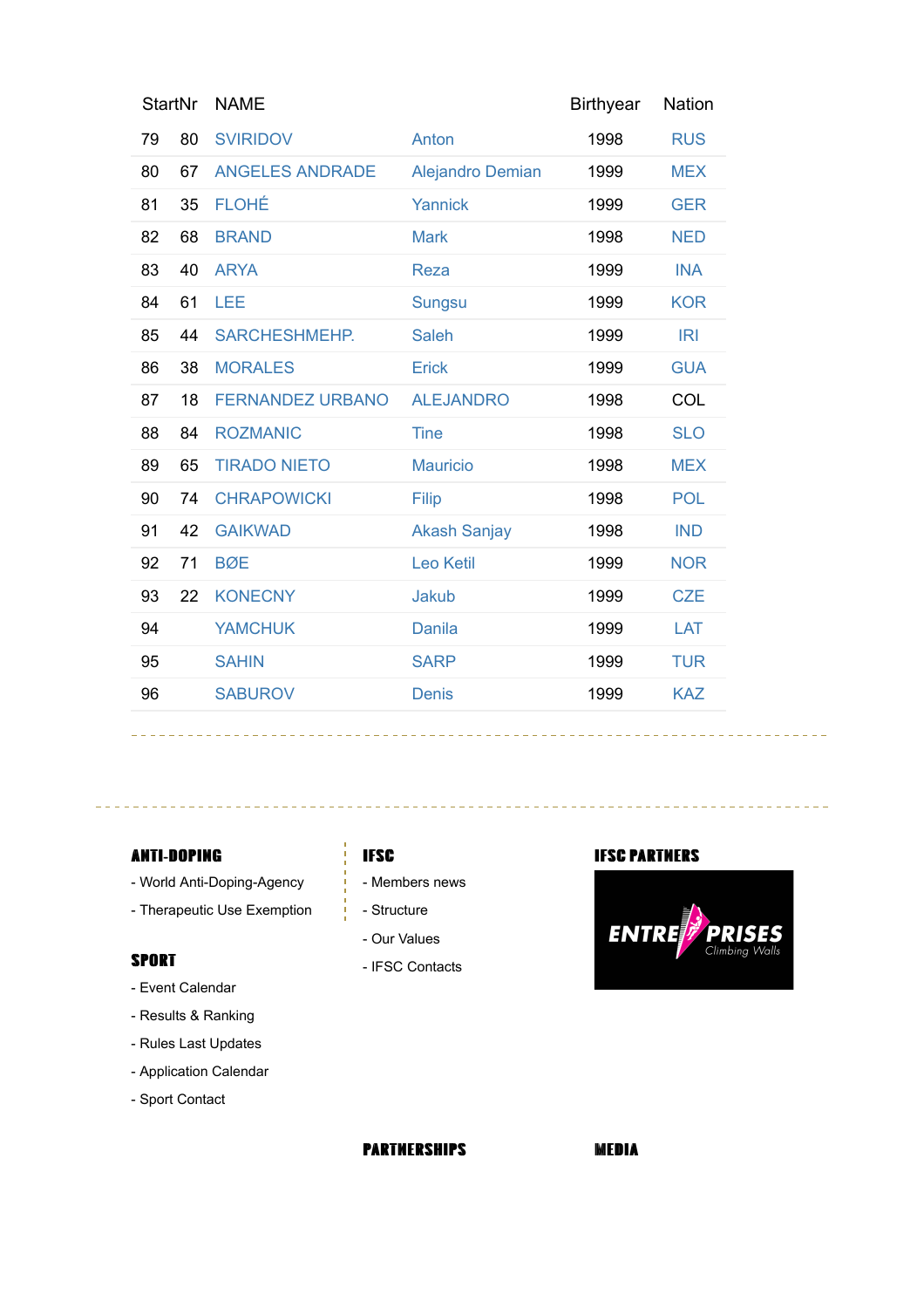| StartNr | | NAME | | Birthyear | Nation |
|---|---|---|---|---|---|
| 79 | 80 | SVIRIDOV | Anton | 1998 | RUS |
| 80 | 67 | ANGELES ANDRADE | Alejandro Demian | 1999 | MEX |
| 81 | 35 | FLOHÉ | Yannick | 1999 | GER |
| 82 | 68 | BRAND | Mark | 1998 | NED |
| 83 | 40 | ARYA | Reza | 1999 | INA |
| 84 | 61 | LEE | Sungsu | 1999 | KOR |
| 85 | 44 | SARCHESHMEHP. | Saleh | 1999 | IRI |
| 86 | 38 | MORALES | Erick | 1999 | GUA |
| 87 | 18 | FERNANDEZ URBANO | ALEJANDRO | 1998 | COL |
| 88 | 84 | ROZMANIC | Tine | 1998 | SLO |
| 89 | 65 | TIRADO NIETO | Mauricio | 1998 | MEX |
| 90 | 74 | CHRAPOWICKI | Filip | 1998 | POL |
| 91 | 42 | GAIKWAD | Akash Sanjay | 1998 | IND |
| 92 | 71 | BØE | Leo Ketil | 1999 | NOR |
| 93 | 22 | KONECNY | Jakub | 1999 | CZE |
| 94 | | YAMCHUK | Danila | 1999 | LAT |
| 95 | | SAHIN | SARP | 1999 | TUR |
| 96 | | SABUROV | Denis | 1999 | KAZ |

**ANTI-DOPING**

- World Anti-Doping-Agency
- Therapeutic Use Exemption

**SPORT**

- Event Calendar
- Results & Ranking
- Rules Last Updates
- Application Calendar
- Sport Contact

**IFSC**

- Members news
- Structure
- Our Values
- IFSC Contacts

**IFSC PARTNERS**

ENTRE PRISES Climbing Walls

**PARTNERSHIPS**

**MEDIA**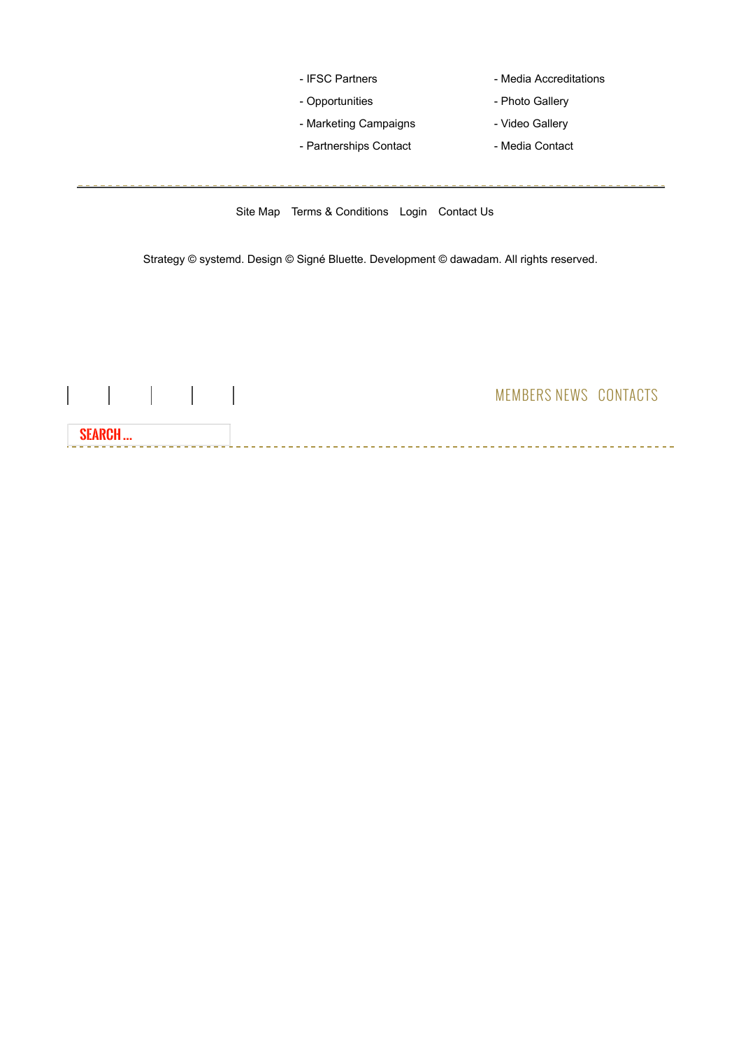- IFSC Partners
- Opportunities
- Marketing Campaigns
- Partnerships Contact

- Media Accreditations
- Photo Gallery
- Video Gallery
- Media Contact

---

Site Map   Terms & Conditions   Login   Contact Us

Strategy © systemd. Design © Signé Bluette. Development © dawadam. All rights reserved.

MEMBERS NEWS   CONTACTS

SEARCH ...